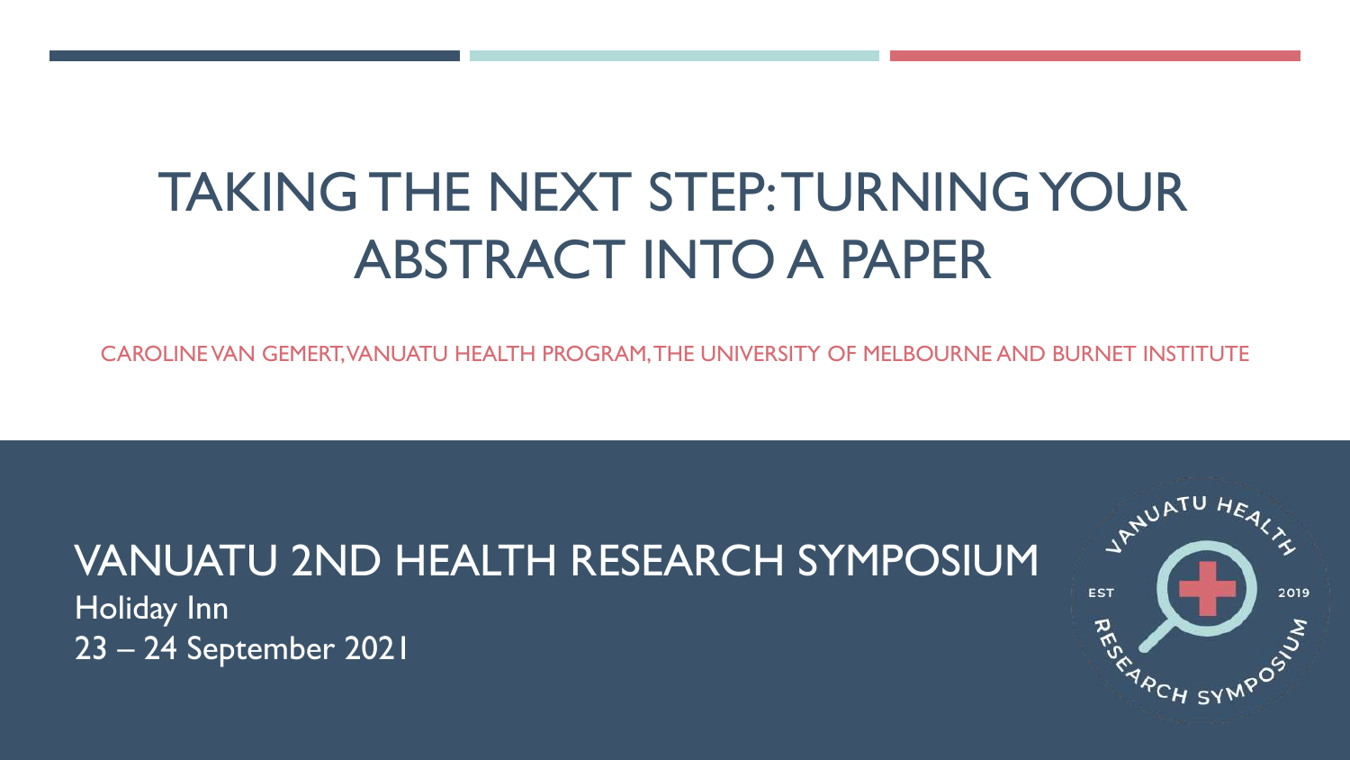# TAKING THE NEXT STEP: TURNING YOUR ABSTRACT INTO A PAPER

CAROLINE VAN GEMERT, VANUATU HEALTH PROGRAM, THE UNIVERSITY OF MELBOURNE AND BURNET INSTITUTE

## VANUATU 2ND HEALTH RESEARCH SYMPOSIUM

Holiday Inn

23 – 24 September 2021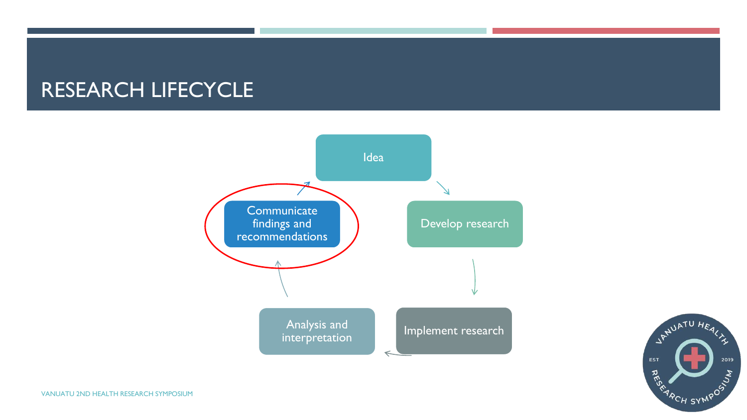# RESEARCH LIFECYCLE

- Idea
- Develop research
- Implement research
- Analysis and interpretation
- Communicate findings and recommendations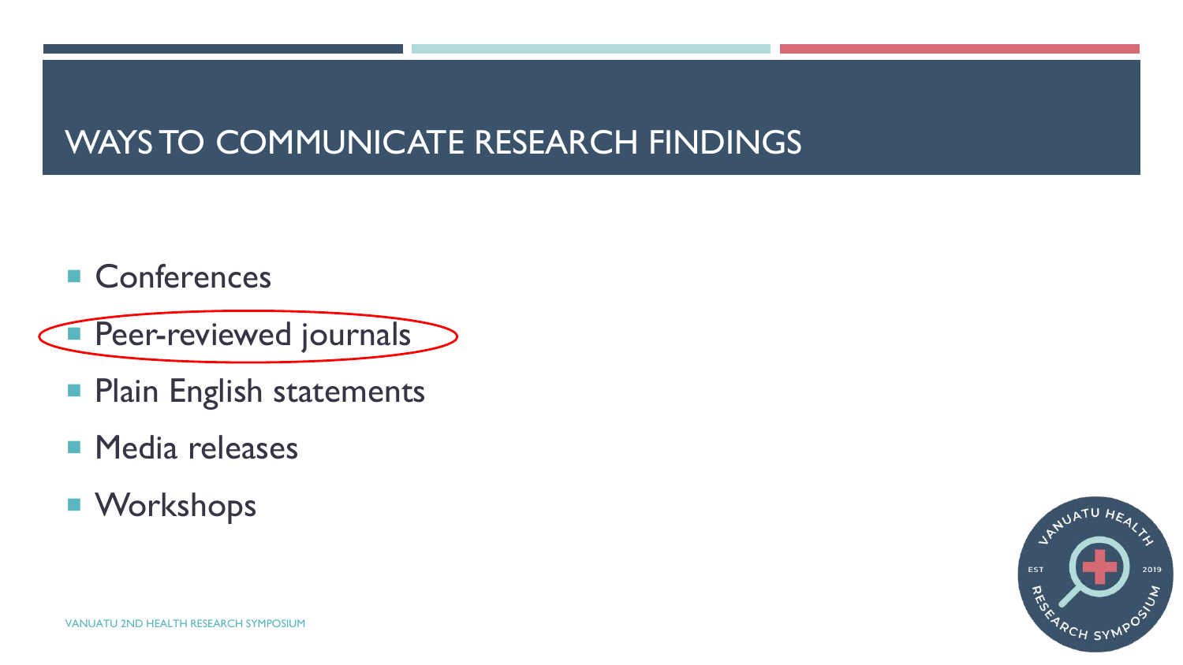# WAYS TO COMMUNICATE RESEARCH FINDINGS

- Conferences
- Peer-reviewed journals
- Plain English statements
- Media releases
- Workshops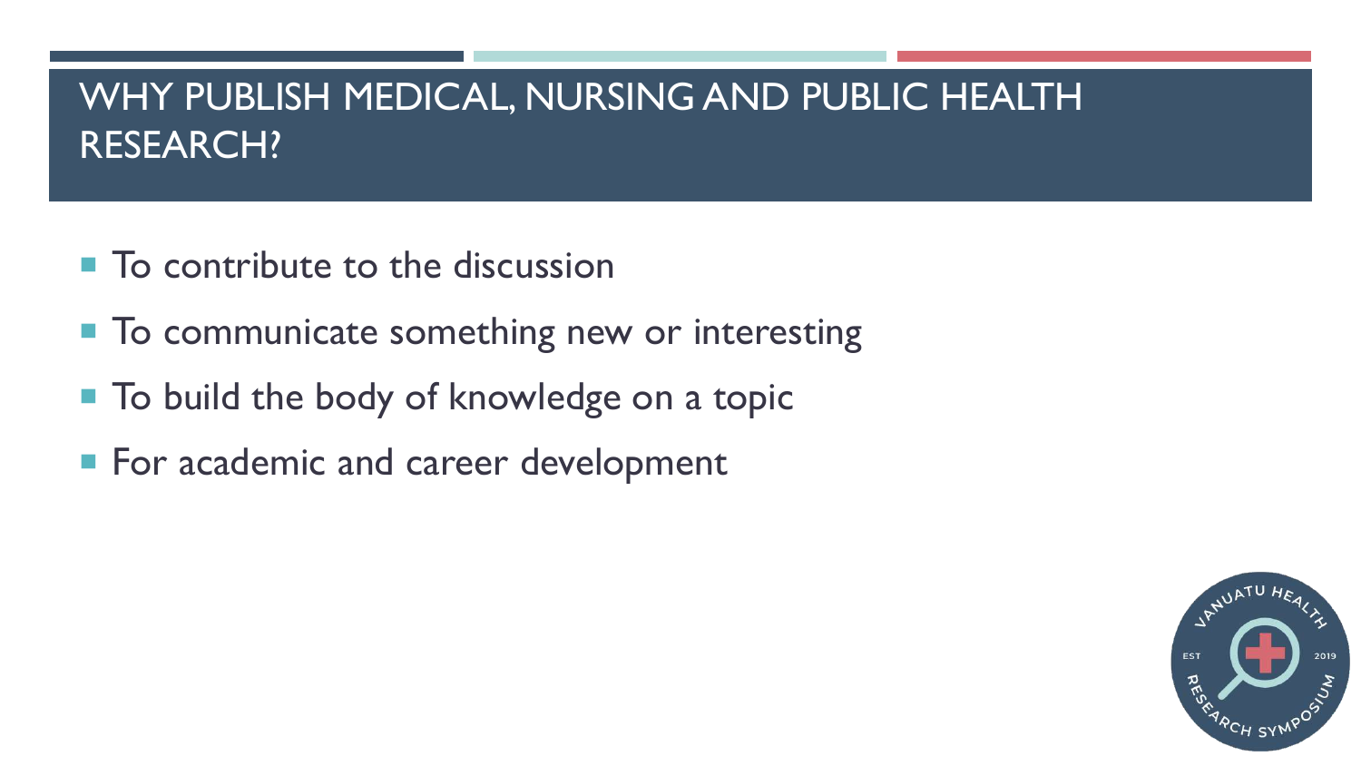# WHY PUBLISH MEDICAL, NURSING AND PUBLIC HEALTH RESEARCH?

- To contribute to the discussion
- To communicate something new or interesting
- To build the body of knowledge on a topic
- For academic and career development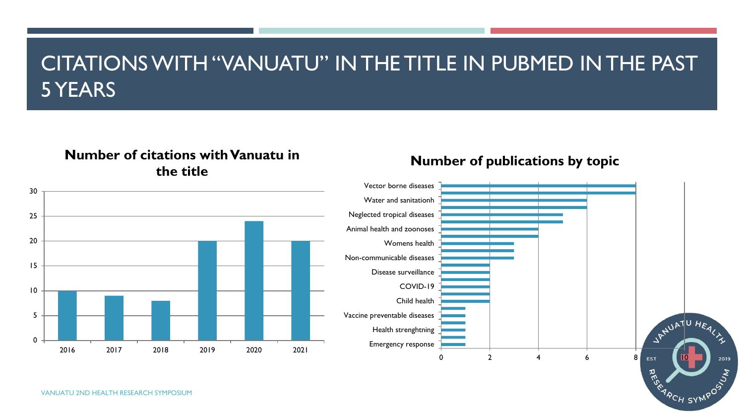# CITATIONS WITH "VANUATU" IN THE TITLE IN PUBMED IN THE PAST 5 YEARS

**Number of citations with Vanuatu in the title**

| Year | Citations |
|---|---|
| 2016 | 10 |
| 2017 | 9 |
| 2018 | 8 |
| 2019 | 20 |
| 2020 | 24 |
| 2021 | 20 |

**Number of publications by topic**

| Topic | Publications |
|---|---|
| Vector borne diseases | 8 |
| Water and sanitationh | 6 |
| Neglected tropical diseases | 5 |
| Animal health and zoonoses | 4 |
| Womens health | 3 |
| Non-communicable diseases | 3 |
| Disease surveillance | 2 |
| COVID-19 | 2 |
| Child health | 2 |
| Vaccine preventable diseases | 1 |
| Health strenghtning | 1 |
| Emergency response | 1 |

VANUATU HEALTH RESEARCH SYMPOSIUM EST 2019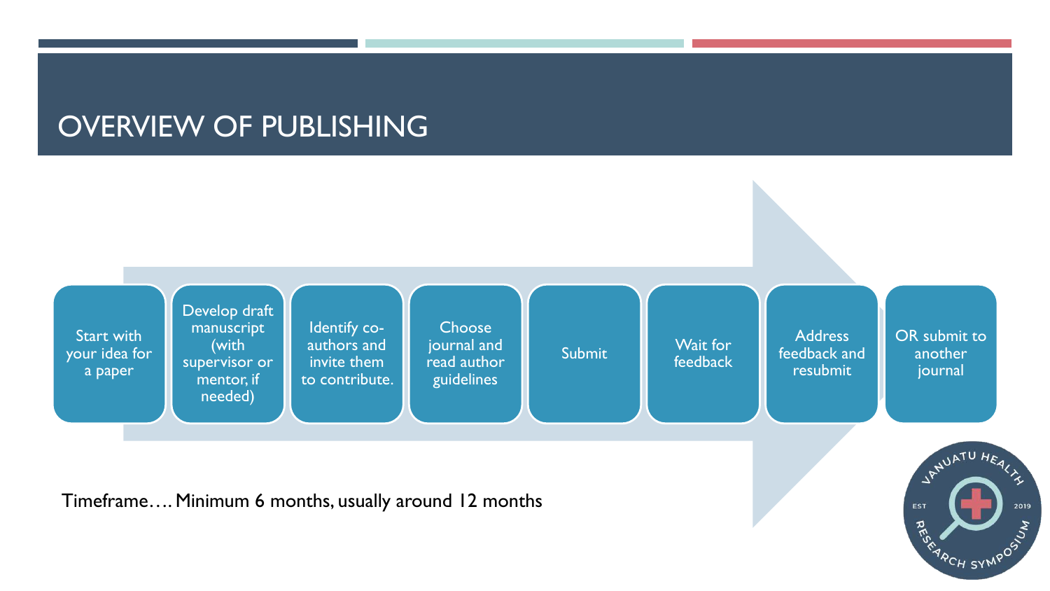# OVERVIEW OF PUBLISHING

1. Start with your idea for a paper
2. Develop draft manuscript (with supervisor or mentor, if needed)
3. Identify co-authors and invite them to contribute.
4. Choose journal and read author guidelines
5. Submit
6. Wait for feedback
7. Address feedback and resubmit
8. OR submit to another journal

Timeframe…. Minimum 6 months, usually around 12 months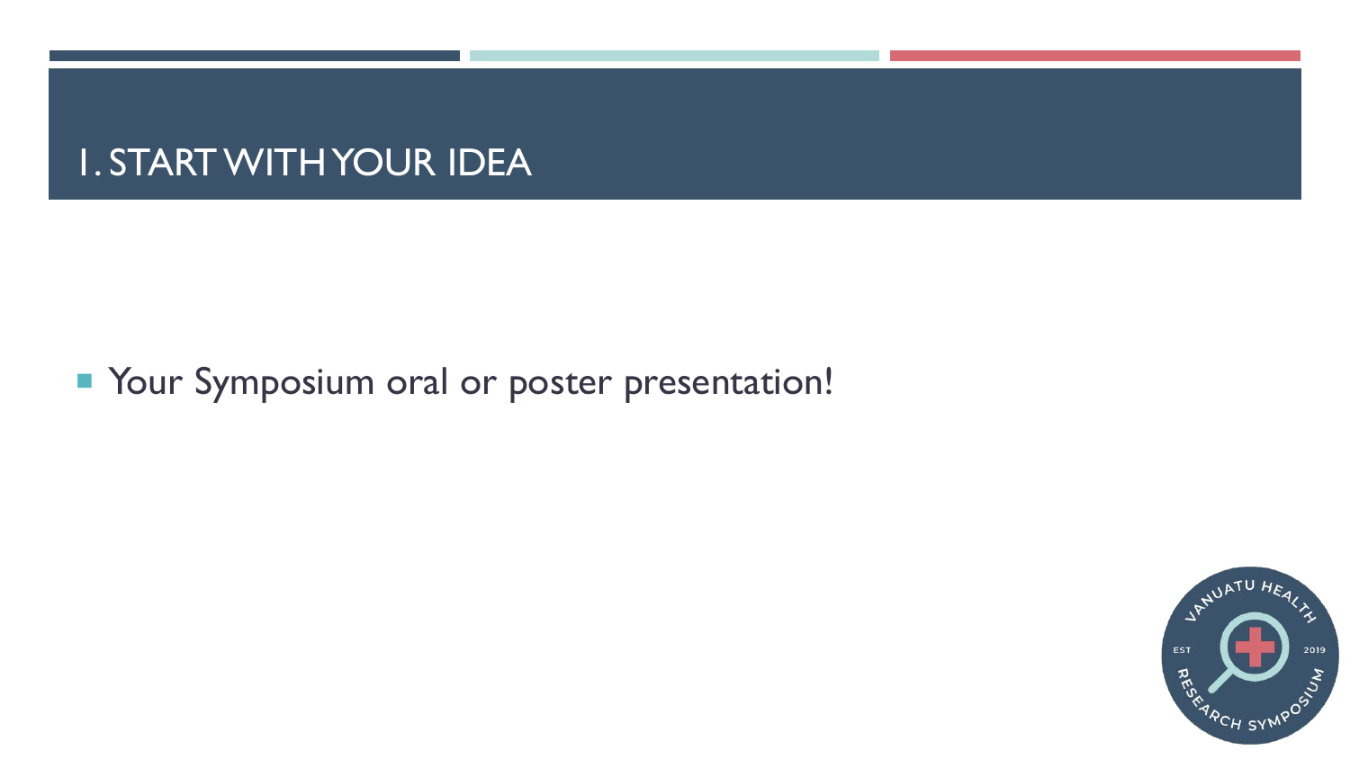# 1. START WITH YOUR IDEA

- Your Symposium oral or poster presentation!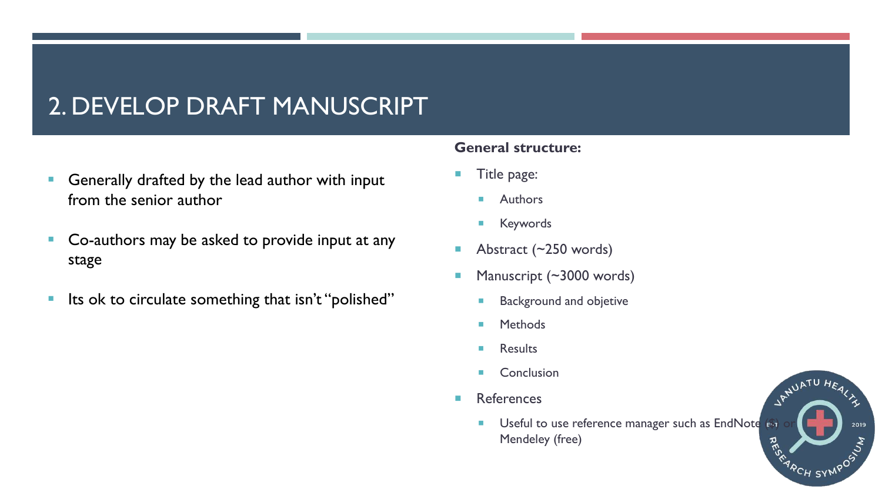# 2. DEVELOP DRAFT MANUSCRIPT

- Generally drafted by the lead author with input from the senior author
- Co-authors may be asked to provide input at any stage
- Its ok to circulate something that isn't "polished"

**General structure:**

- Title page:
  - Authors
  - Keywords
- Abstract (~250 words)
- Manuscript (~3000 words)
  - Background and objective
  - Methods
  - Results
  - Conclusion
- References
  - Useful to use reference manager such as EndNote ($) or Mendeley (free)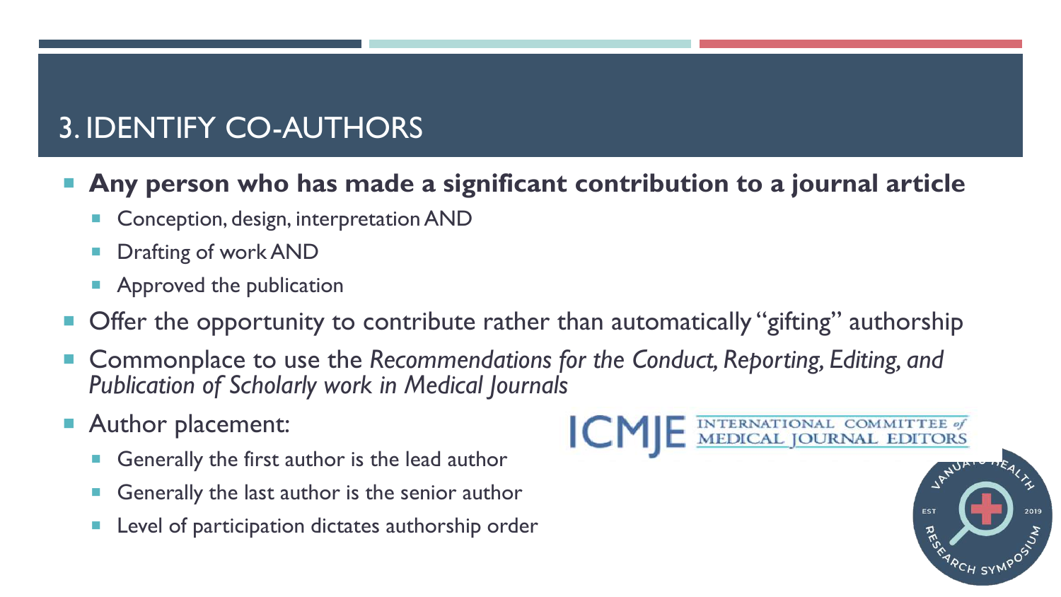# 3. IDENTIFY CO-AUTHORS

- **Any person who has made a significant contribution to a journal article**
  - Conception, design, interpretation AND
  - Drafting of work AND
  - Approved the publication
- Offer the opportunity to contribute rather than automatically "gifting" authorship
- Commonplace to use the *Recommendations for the Conduct, Reporting, Editing, and Publication of Scholarly work in Medical Journals*
- Author placement:
  - Generally the first author is the lead author
  - Generally the last author is the senior author
  - Level of participation dictates authorship order

ICMJE INTERNATIONAL COMMITTEE of MEDICAL JOURNAL EDITORS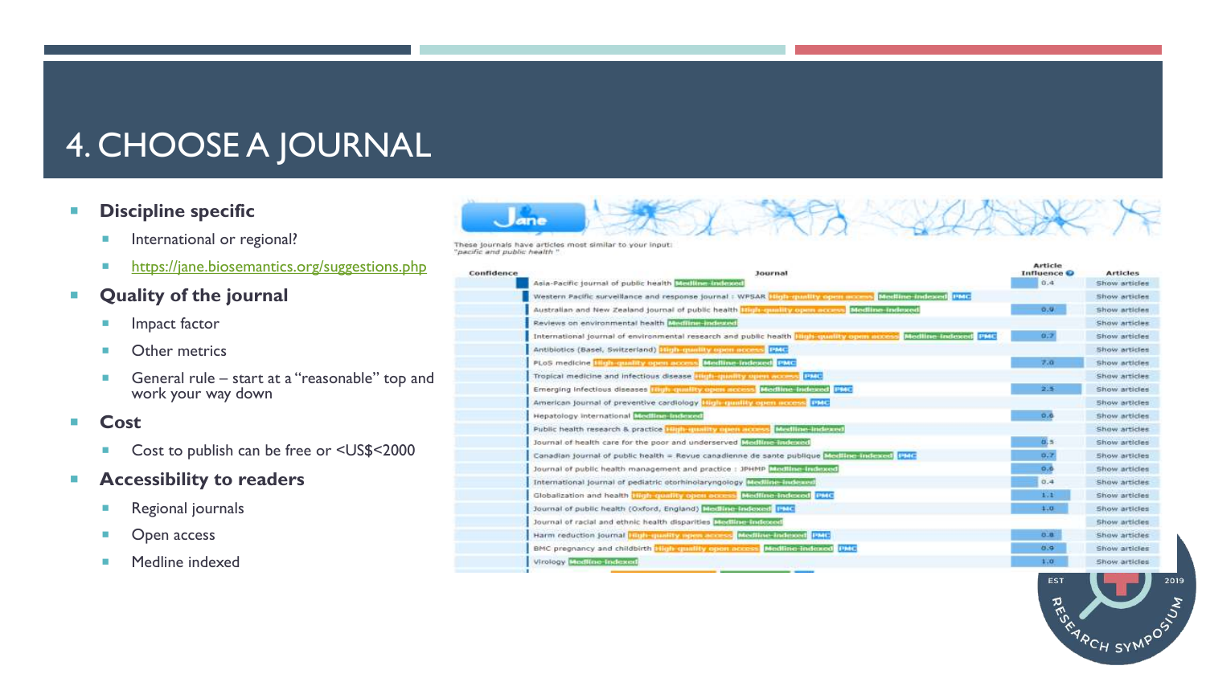# 4. CHOOSE A JOURNAL

- **Discipline specific**
  - International or regional?
  - https://jane.biosemantics.org/suggestions.php
- **Quality of the journal**
  - Impact factor
  - Other metrics
  - General rule – start at a "reasonable" top and work your way down
- **Cost**
  - Cost to publish can be free or <US$<2000
- **Accessibility to readers**
  - Regional journals
  - Open access
  - Medline indexed

Jane

These journals have articles most similar to your input:
*"pacific and public health"*

| Confidence | Journal | Article Influence | Articles |
|---|---|---|---|
| | Asia-Pacific journal of public health Medline-indexed | 0.4 | Show articles |
| | Western Pacific surveillance and response journal : WPSAR High-quality open access Medline-indexed PMC | | Show articles |
| | Australian and New Zealand journal of public health High-quality open access Medline-indexed | 0.9 | Show articles |
| | Reviews on environmental health Medline-indexed | | Show articles |
| | International journal of environmental research and public health High-quality open access Medline-indexed PMC | 0.7 | Show articles |
| | Antibiotics (Basel, Switzerland) High-quality open access PMC | | Show articles |
| | PLoS medicine High-quality open access Medline-indexed PMC | 7.0 | Show articles |
| | Tropical medicine and infectious disease High-quality open access PMC | | Show articles |
| | Emerging infectious diseases High-quality open access Medline-indexed PMC | 2.5 | Show articles |
| | American journal of preventive cardiology High-quality open access PMC | | Show articles |
| | Hepatology international Medline-indexed | 0.6 | Show articles |
| | Public health research & practice High-quality open access Medline-indexed | | Show articles |
| | Journal of health care for the poor and underserved Medline-indexed | 0.5 | Show articles |
| | Canadian journal of public health = Revue canadienne de sante publique Medline-indexed PMC | 0.7 | Show articles |
| | Journal of public health management and practice : JPHMP Medline-indexed | 0.6 | Show articles |
| | International journal of pediatric otorhinolaryngology Medline-indexed | 0.4 | Show articles |
| | Globalization and health High-quality open access Medline-indexed PMC | 1.1 | Show articles |
| | Journal of public health (Oxford, England) Medline-indexed PMC | 1.0 | Show articles |
| | Journal of racial and ethnic health disparities Medline-indexed | | Show articles |
| | Harm reduction journal High-quality open access Medline-indexed PMC | 0.8 | Show articles |
| | BMC pregnancy and childbirth High-quality open access Medline-indexed PMC | 0.9 | Show articles |
| | Virology Medline-indexed | 1.0 | Show articles |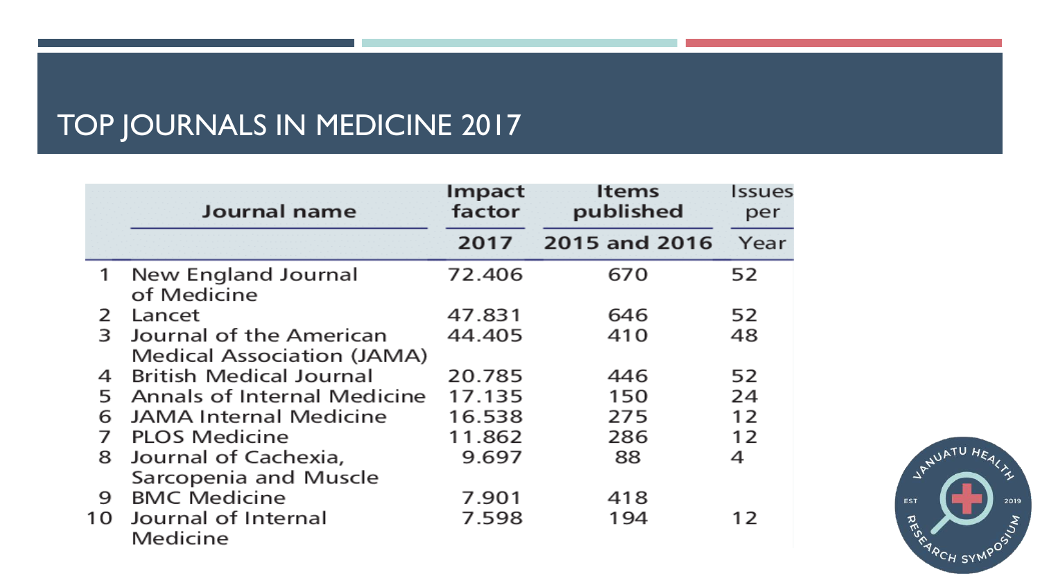# TOP JOURNALS IN MEDICINE 2017

| | Journal name | Impact factor 2017 | Items published 2015 and 2016 | Issues per Year |
|---|---|---|---|---|
| 1 | New England Journal of Medicine | 72.406 | 670 | 52 |
| 2 | Lancet | 47.831 | 646 | 52 |
| 3 | Journal of the American Medical Association (JAMA) | 44.405 | 410 | 48 |
| 4 | British Medical Journal | 20.785 | 446 | 52 |
| 5 | Annals of Internal Medicine | 17.135 | 150 | 24 |
| 6 | JAMA Internal Medicine | 16.538 | 275 | 12 |
| 7 | PLOS Medicine | 11.862 | 286 | 12 |
| 8 | Journal of Cachexia, Sarcopenia and Muscle | 9.697 | 88 | 4 |
| 9 | BMC Medicine | 7.901 | 418 | |
| 10 | Journal of Internal Medicine | 7.598 | 194 | 12 |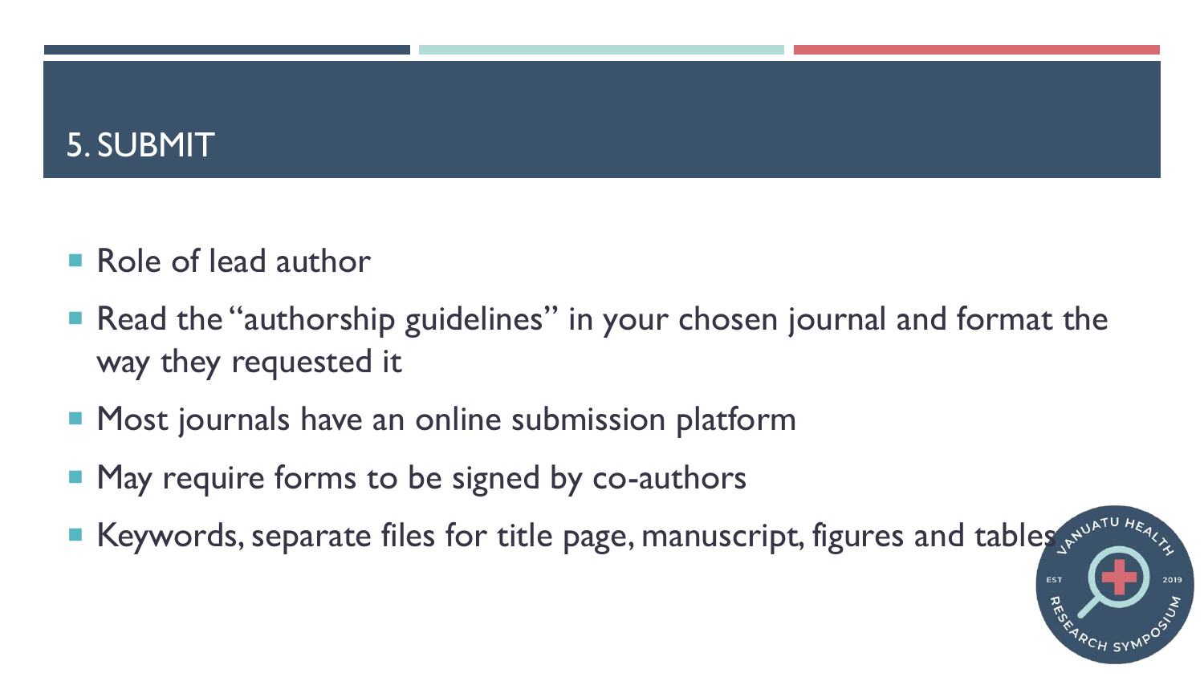# 5. SUBMIT

- Role of lead author
- Read the "authorship guidelines" in your chosen journal and format the way they requested it
- Most journals have an online submission platform
- May require forms to be signed by co-authors
- Keywords, separate files for title page, manuscript, figures and tables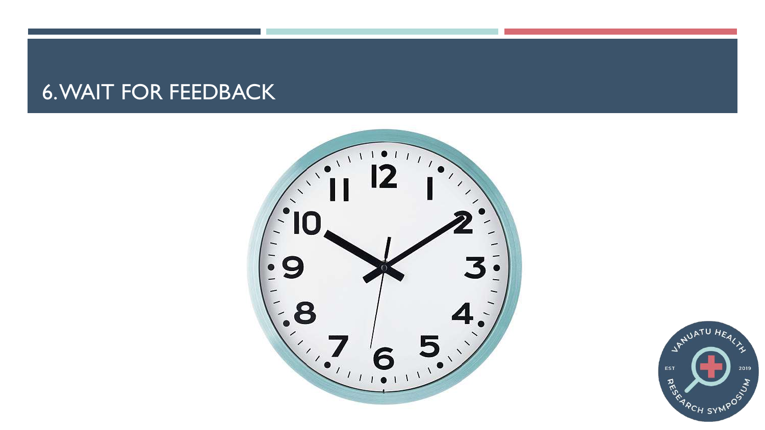# 6. WAIT FOR FEEDBACK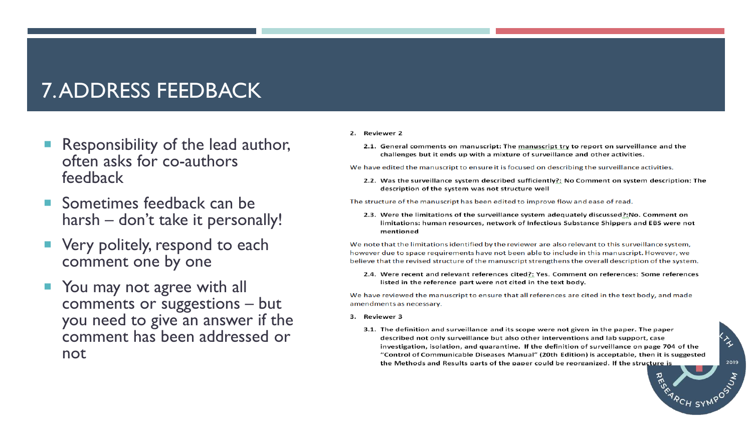# 7. ADDRESS FEEDBACK

- Responsibility of the lead author, often asks for co-authors feedback
- Sometimes feedback can be harsh – don't take it personally!
- Very politely, respond to each comment one by one
- You may not agree with all comments or suggestions – but you need to give an answer if the comment has been addressed or not

2. **Reviewer 2**

   2.1. **General comments on manuscript: The manuscript try to report on surveillance and the challenges but it ends up with a mixture of surveillance and other activities.**

We have edited the manuscript to ensure it is focused on describing the surveillance activities.

   2.2. **Was the surveillance system described sufficiently?: No Comment on system description: The description of the system was not structure well**

The structure of the manuscript has been edited to improve flow and ease of read.

   2.3. **Were the limitations of the surveillance system adequately discussed?:No. Comment on limitations: human resources, network of Infectious Substance Shippers and EBS were not mentioned**

We note that the limitations identified by the reviewer are also relevant to this surveillance system, however due to space requirements have not been able to include in this manuscript. However, we believe that the revised structure of the manuscript strengthens the overall description of the system.

   2.4. **Were recent and relevant references cited?: Yes. Comment on references: Some references listed in the reference part were not cited in the text body.**

We have reviewed the manuscript to ensure that all references are cited in the text body, and made amendments as necessary.

3. **Reviewer 3**

   3.1. **The definition and surveillance and its scope were not given in the paper. The paper described not only surveillance but also other interventions and lab support, case investigation, isolation, and quarantine. If the definition of surveillance on page 704 of the "Control of Communicable Diseases Manual" (20th Edition) is acceptable, then it is suggested the Methods and Results parts of the paper could be reorganized. If the structure is**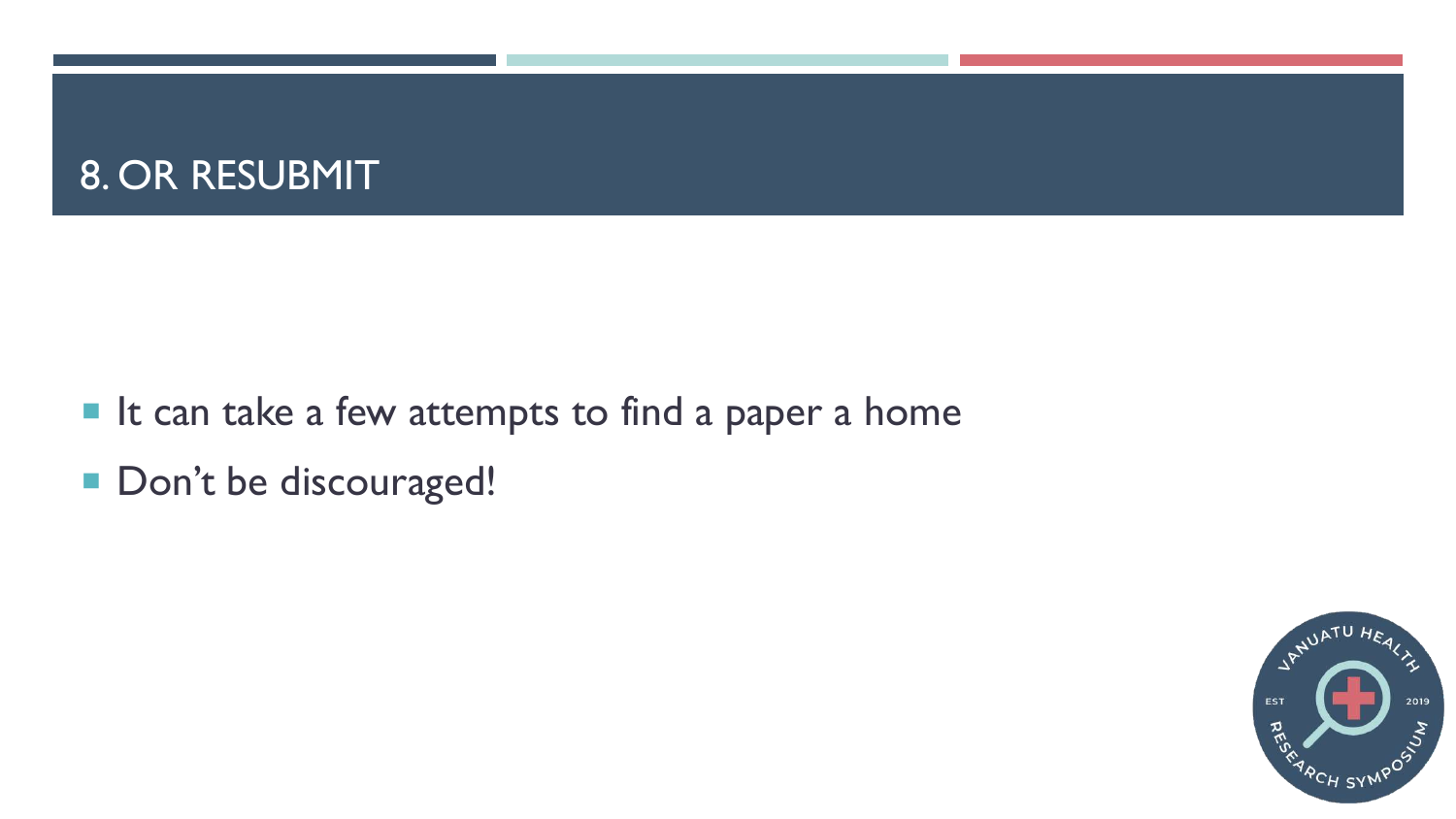# 8. OR RESUBMIT

- It can take a few attempts to find a paper a home
- Don't be discouraged!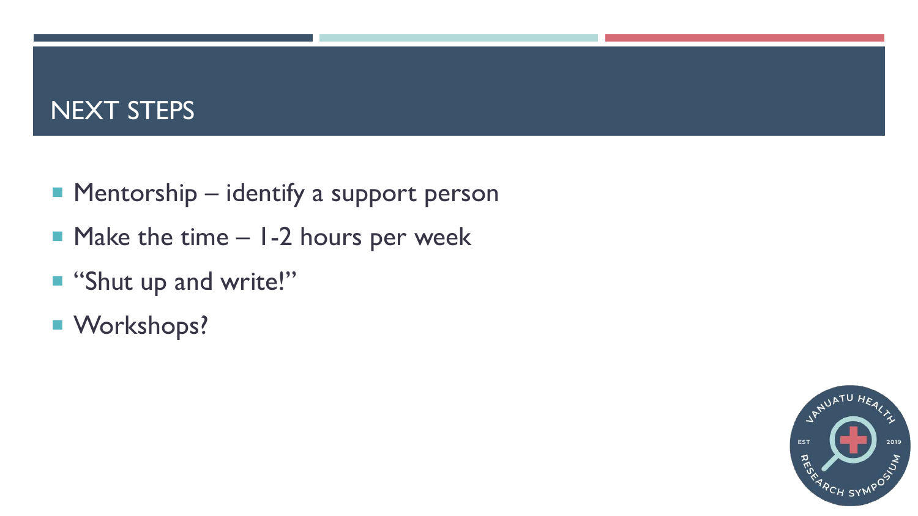# NEXT STEPS

- Mentorship – identify a support person
- Make the time – 1-2 hours per week
- "Shut up and write!"
- Workshops?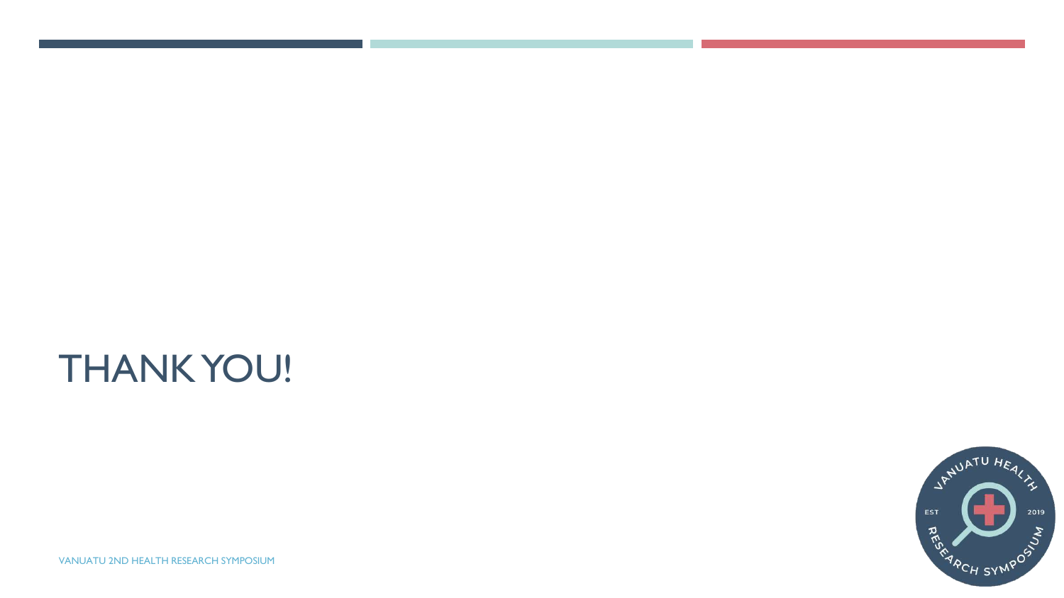# THANK YOU!